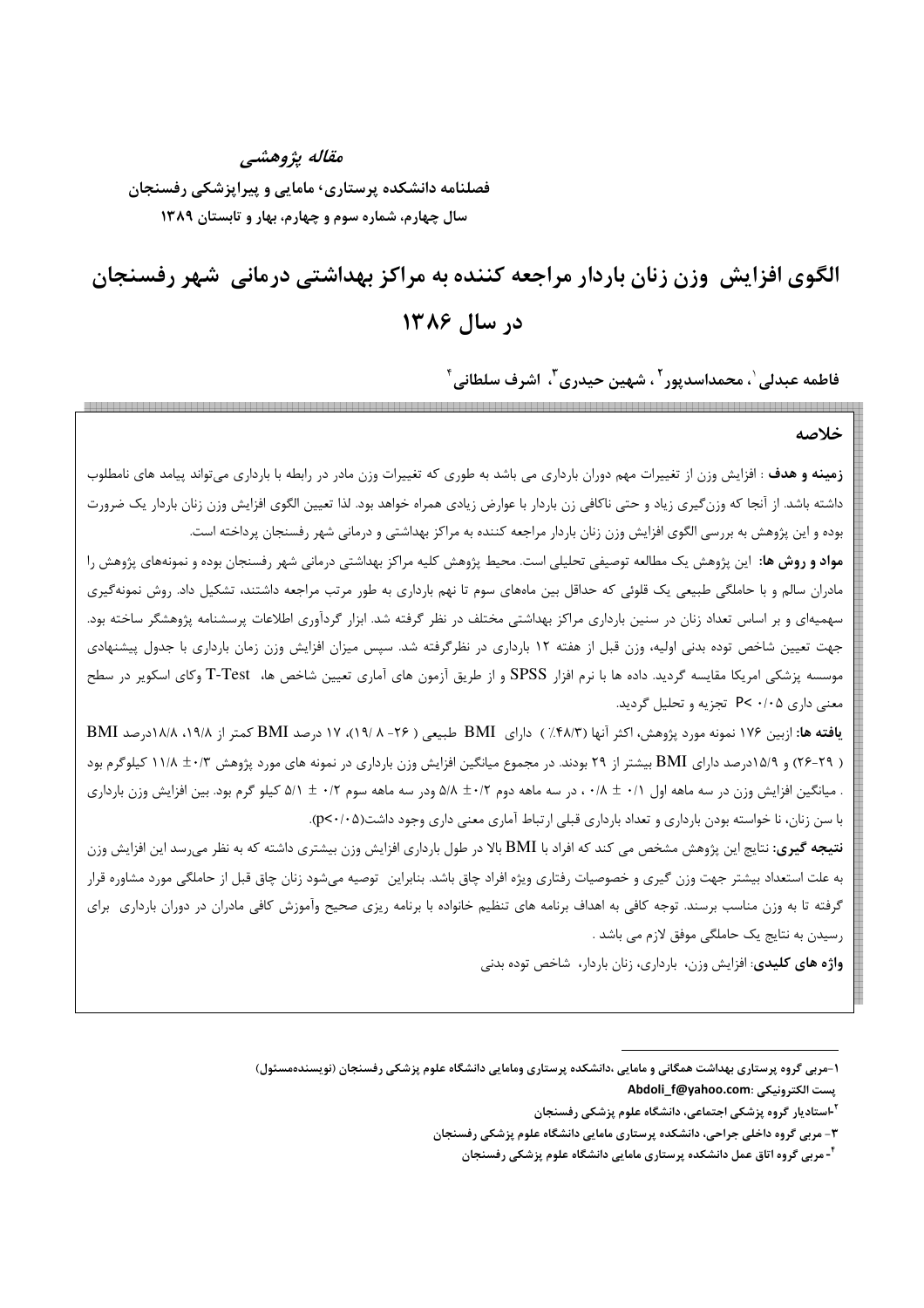*مقاله پژوهشی*

**فصلنامه دانشکده پرستاری، مامایی و پیراپزشکی رفسنجان**
**سال چهارم، شماره سوم و چهارم، بهار و تابستان ۱۳۸۹**

# الگوی افزایش وزن زنان باردار مراجعه کننده به مراکز بهداشتی درمانی شهر رفسنجان در سال ۱۳۸۶

**فاطمه عبدلی[۱]، محمداسدپور[۲]، شهین حیدری[۳]، اشرف سلطانی[۴]**

## خلاصه

**زمینه و هدف** : افزایش وزن از تغییرات مهم دوران بارداری می باشد به طوری که تغییرات وزن مادر در رابطه با بارداری می‌تواند پیامد های نامطلوب داشته باشد. از آنجا که وزن‌گیری زیاد و حتی ناکافی زن باردار با عوارض زیادی همراه خواهد بود. لذا تعیین الگوی افزایش وزن زنان باردار یک ضرورت بوده و این پژوهش به بررسی الگوی افزایش وزن زنان باردار مراجعه کننده به مراکز بهداشتی و درمانی شهر رفسنجان پرداخته است.

**مواد و روش ها:** این پژوهش یک مطالعه توصیفی تحلیلی است. محیط پژوهش کلیه مراکز بهداشتی درمانی شهر رفسنجان بوده و نمونه‌های پژوهش را مادران سالم و با حاملگی طبیعی یک قلوئی که حداقل بین ماه‌های سوم تا نهم بارداری به طور مرتب مراجعه داشتند، تشکیل داد. روش نمونه‌گیری سهمیه‌ای و بر اساس تعداد زنان در سنین بارداری مراکز بهداشتی مختلف در نظر گرفته شد. ابزار گردآوری اطلاعات پرسشنامه پژوهشگر ساخته بود. جهت تعیین شاخص توده بدنی اولیه، وزن قبل از هفته ۱۲ بارداری در نظرگرفته شد. سپس میزان افزایش وزن زمان بارداری با جدول پیشنهادی موسسه پزشکی امریکا مقایسه گردید. داده ها با نرم افزار SPSS و از طریق آزمون های آماری تعیین شاخص ها، T-Test وکای اسکویر در سطح معنی داری P< ۰/۰۵ تجزیه و تحلیل گردید.

**یافته ها:** ازبین ۱۷۶ نمونه مورد پژوهش، اکثر آنها (۴۸/۳٪) دارای BMI طبیعی ( ۲۶- ۸ /۱۹)، ۱۷ درصد BMI کمتر از ۱۹/۸، ۱۸/۸درصد BMI ( ۲۹-۲۶) و ۱۵/۹درصد دارای BMI بیشتر از ۲۹ بودند. در مجموع میانگین افزایش وزن بارداری در نمونه های مورد پژوهش ۰/۳± ۱۱/۸ کیلوگرم بود . میانگین افزایش وزن در سه ماهه اول ۰/۱ ± ۰/۸ ، در سه ماهه دوم ۰/۲± ۵/۸ ودر سه ماهه سوم ۰/۲ ± ۵/۱ کیلو گرم بود. بین افزایش وزن بارداری با سن زنان، نا خواسته بودن بارداری و تعداد بارداری قبلی ارتباط آماری معنی داری وجود داشت(p<۰/۰۵).

**نتیجه گیری:** نتایج این پژوهش مشخص می کند که افراد با BMI بالا در طول بارداری افزایش وزن بیشتری داشته که به نظر می‌رسد این افزایش وزن به علت استعداد بیشتر جهت وزن گیری و خصوصیات رفتاری ویژه افراد چاق باشد. بنابراین توصیه می‌شود زنان چاق قبل از حاملگی مورد مشاوره قرار گرفته تا به وزن مناسب برسند. توجه کافی به اهداف برنامه های تنظیم خانواده با برنامه ریزی صحیح وآموزش کافی مادران در دوران بارداری برای رسیدن به نتایج یک حاملگی موفق لازم می باشد .

**واژه های کلیدی**: افزایش وزن، بارداری، زنان باردار، شاخص توده بدنی

---

۱-مربی گروه پرستاری بهداشت همگانی و مامایی ،دانشکده پرستاری ومامایی دانشگاه علوم پزشکی رفسنجان (نویسنده‌مسئول)
پست الکترونیکی :Abdoli_f@yahoo.com

۲-استادیار گروه پزشکی اجتماعی، دانشگاه علوم پزشکی رفسنجان

۳- مربی گروه داخلی جراحی، دانشکده پرستاری مامایی دانشگاه علوم پزشکی رفسنجان

۴- مربی گروه اتاق عمل دانشکده پرستاری مامایی دانشگاه علوم پزشکی رفسنجان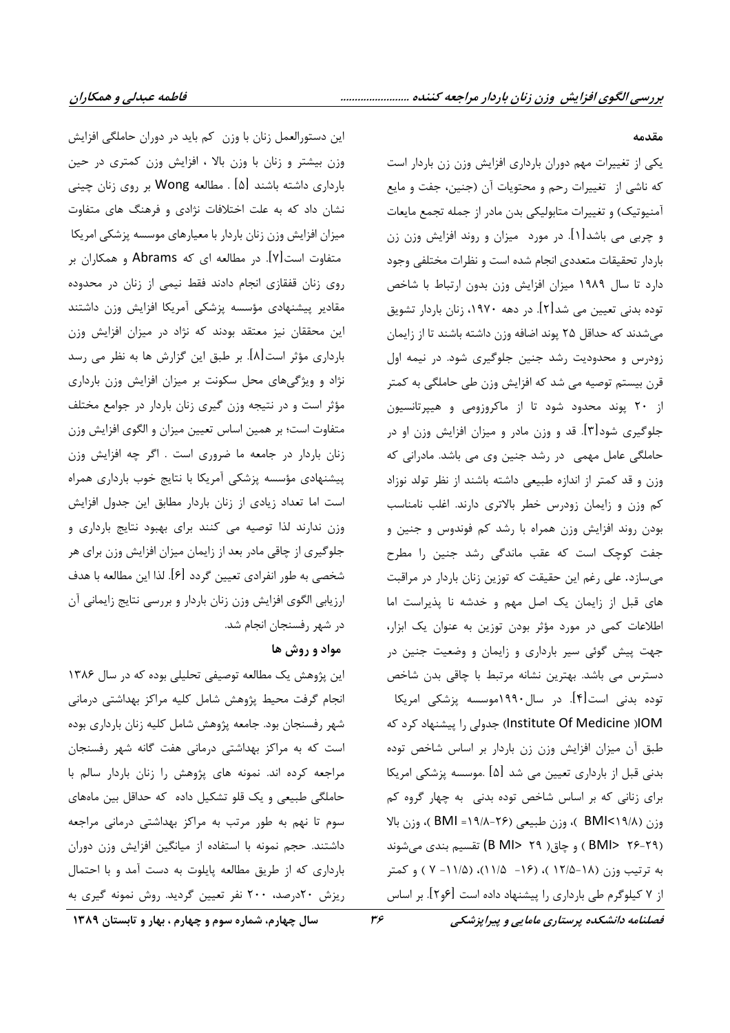**مقدمه**

یکی از تغییرات مهم دوران بارداری افزایش وزن زن باردار است که ناشی از تغییرات رحم و محتویات آن (جنین، جفت و مایع آمنیوتیک) و تغییرات متابولیکی بدن مادر از جمله تجمع مایعات و چربی می باشد[۱]. در مورد میزان و روند افزایش وزن زن باردار تحقیقات متعددی انجام شده است و نظرات مختلفی وجود دارد تا سال ۱۹۸۹ میزان افزایش وزن بدون ارتباط با شاخص توده بدنی تعیین می شد[۲]. در دهه ۱۹۷۰، زنان باردار تشویق می‌شدند که حداقل ۲۵ پوند اضافه وزن داشته باشند تا از زایمان زودرس و محدودیت رشد جنین جلوگیری شود. در نیمه اول قرن بیستم توصیه می شد که افزایش وزن طی حاملگی به کمتر از ۲۰ پوند محدود شود تا از ماکروزومی و هیپرتانسیون جلوگیری شود[۳]. قد و وزن مادر و میزان افزایش وزن او در حاملگی عامل مهمی در رشد جنین وی می باشد. مادرانی که وزن و قد کمتر از اندازه طبیعی داشته باشند از نظر تولد نوزاد کم وزن و زایمان زودرس خطر بالاتری دارند. اغلب نامناسب بودن روند افزایش وزن همراه با رشد کم فوندوس و جنین و جفت کوچک است که عقب ماندگی رشد جنین را مطرح می‌سازد. علی رغم این حقیقت که توزین زنان باردار در مراقبت های قبل از زایمان یک اصل مهم و خدشه نا پذیراست اما اطلاعات کمی در مورد مؤثر بودن توزین به عنوان یک ابزار، جهت پیش گوئی سیر بارداری و زایمان و وضعیت جنین در دسترس می باشد. بهترین نشانه مرتبط با چاقی بدن شاخص توده بدنی است[۴]. در سال ۱۹۹۰موسسه پزشکی امریکا IOM (Institute Of Medicine) جدولی را پیشنهاد کرد که طبق آن میزان افزایش وزن زن باردار بر اساس شاخص توده بدنی قبل از بارداری تعیین می شد [۵] .موسسه پزشکی امریکا برای زنانی که بر اساس شاخص توده بدنی به چهار گروه کم وزن (BMI<۱۹/۸ )، وزن طبیعی (BMI =۱۹/۸-۲۶)، وزن بالا (BMI> ۲۶-۲۹ ) و چاق( B MI> ۲۹ ) تقسیم بندی می‌شوند به ترتیب وزن (۱۸-۱۲/۵ )، (۱۶- ۱۱/۵)، (۱۱/۵- ۷ ) و کمتر از ۷ کیلوگرم طی بارداری را پیشنهاد داده است [۶و۲]. بر اساس این دستورالعمل زنان با وزن کم باید در دوران حاملگی افزایش وزن بیشتر و زنان با وزن بالا ، افزایش وزن کمتری در حین بارداری داشته باشند [۵] . مطالعه Wong بر روی زنان چینی نشان داد که به علت اختلافات نژادی و فرهنگ های متفاوت میزان افزایش وزن زنان باردار با معیارهای موسسه پزشکی امریکا متفاوت است[۷]. در مطالعه ای که Abrams و همکاران بر روی زنان قفقازی انجام دادند فقط نیمی از زنان در محدوده مقادیر پیشنهادی مؤسسه پزشکی آمریکا افزایش وزن داشتند این محققان نیز معتقد بودند که نژاد در میزان افزایش وزن بارداری مؤثر است[۸]. بر طبق این گزارش ها به نظر می رسد نژاد و ویژگی‌های محل سکونت بر میزان افزایش وزن بارداری مؤثر است و در نتیجه وزن گیری زنان باردار در جوامع مختلف متفاوت است؛ بر همین اساس تعیین میزان و الگوی افزایش وزن زنان باردار در جامعه ما ضروری است . اگر چه افزایش وزن پیشنهادی مؤسسه پزشکی آمریکا با نتایج خوب بارداری همراه است اما تعداد زیادی از زنان باردار مطابق این جدول افزایش وزن ندارند لذا توصیه می کنند برای بهبود نتایج بارداری و جلوگیری از چاقی مادر بعد از زایمان میزان افزایش وزن برای هر شخصی به طور انفرادی تعیین گردد [۶]. لذا این مطالعه با هدف ارزیابی الگوی افزایش وزن زنان باردار و بررسی نتایج زایمانی آن در شهر رفسنجان انجام شد.

**مواد و روش ها**

این پژوهش یک مطالعه توصیفی تحلیلی بوده که در سال ۱۳۸۶ انجام گرفت محیط پژوهش شامل کلیه مراکز بهداشتی درمانی شهر رفسنجان بود. جامعه پژوهش شامل کلیه زنان بارداری بوده است که به مراکز بهداشتی درمانی هفت گانه شهر رفسنجان مراجعه کرده اند. نمونه های پژوهش را زنان باردار سالم با حاملگی طبیعی و یک قلو تشکیل داده که حداقل بین ماههای سوم تا نهم به طور مرتب به مراکز بهداشتی درمانی مراجعه داشتند. حجم نمونه با استفاده از میانگین افزایش وزن دوران بارداری که از طریق مطالعه پایلوت به دست آمد و با احتمال ریزش ۲۰درصد، ۲۰۰ نفر تعیین گردید. روش نمونه گیری به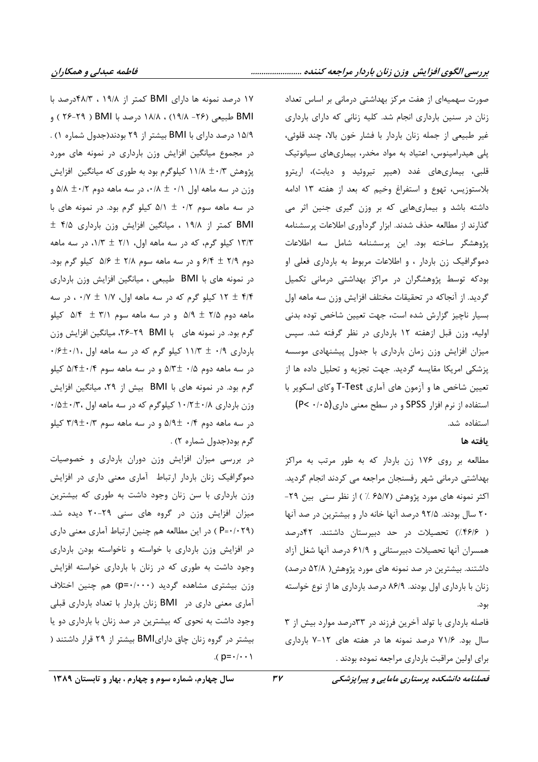صورت سهمیه‌ای از هفت مرکز بهداشتی درمانی بر اساس تعداد زنان در سنین باروری انجام شد. کلیه زنانی که دارای بارداری غیر طبیعی از جمله زنان باردار با فشار خون بالا، چند قلوئی، پلی هیدرامینوس، اعتیاد به مواد مخدر، بیماری‌های سیانوتیک قلبی، بیماری‌های غدد (هیپر تیروئید و دیابت)، اریترو بلاستوزیس، تهوع و استفراغ وخیم که بعد از هفته ۱۳ ادامه داشته باشد و بیماری‌هایی که بر وزن گیری جنین اثر می گذارند از مطالعه حذف شدند. ابزار گردآوری اطلاعات پرسشنامه پژوهشگر ساخته بود. این پرسشنامه شامل سه اطلاعات دموگرافیک زن باردار ، و اطلاعات مربوط به بارداری فعلی او بودکه توسط پژوهشگران در مراکز بهداشتی درمانی تکمیل گردید. از آنجاکه در تحقیقات مختلف افزایش وزن سه ماهه اول بسیار ناچیز گزارش شده است، جهت تعیین شاخص توده بدنی اولیه، وزن قبل ازهفته ۱۲ بارداری در نظر گرفته شد. سپس میزان افزایش وزن زمان بارداری با جدول پیشنهادی موسسه پزشکی امریکا مقایسه گردید. جهت تجزیه و تحلیل داده ها از تعیین شاخص ها و آزمون های آماری T-Test وکای اسکویر با استفاده از نرم افزار SPSS و در سطح معنی داری(۰/۰۵ >P) استفاده شد.

### یافته ها

مطالعه بر روی ۱۷۶ زن باردار که به طور مرتب به مراکز بهداشتی درمانی شهر رفسنجان مراجعه می کردند انجام گردید. اکثر نمونه های مورد پژوهش (۶۵/۷ ٪ ) از نظر سنی بین ۲۹-۲۰ سال بودند. ۹۲/۵ درصد آنها خانه دار و بیشترین در صد آنها ( ۴۶/۶٪) تحصیلات در حد دبیرستان داشتند. ۴۲درصد همسران آنها تحصیلات دبیرستانی و ۶۱/۹ درصد آنها شغل آزاد داشتند. بیشترین در صد نمونه های مورد پژوهش( ۵۲/۸ درصد) زنان با بارداری اول بودند. ۸۶/۹ درصد بارداری ها از نوع خواسته بود.

فاصله بارداری با تولد آخرین فرزند در ۳۳درصد موارد بیش از ۳ سال بود. ۷۱/۶ درصد نمونه ها در هفته های ۱۲-۷ بارداری برای اولین مراقبت بارداری مراجعه نموده بودند .

۱۷ درصد نمونه ها دارای BMI کمتر از ۱۹/۸ ، ۴۸/۳درصد با BMI طبیعی (۲۶- ۱۹/۸) ، ۱۸/۸ درصد با BMI ( ۲۹-۲۶ ) و ۱۵/۹ درصد دارای با BMI بیشتر از ۲۹ بودند(جدول شماره ۱) . در مجموع میانگین افزایش وزن بارداری در نمونه های مورد پژوهش ۰/۳± ۱۱/۸ کیلوگرم بود به طوری که میانگین افزایش وزن در سه ماهه اول ۰/۱ ± ۰/۸، در سه ماهه دوم ۰/۲± ۵/۸ و در سه ماهه سوم ۰/۲ ± ۵/۱ کیلو گرم بود. در نمونه های با BMI کمتر از ۱۹/۸ ، میانگین افزایش وزن بارداری ۴/۵ ± ۱۳/۳ کیلو گرم، که در سه ماهه اول، ۲/۱ ± ۱/۳، در سه ماهه دوم ۲/۹ ± ۶/۴ و در سه ماهه سوم ۲/۸ ± ۵/۶ کیلو گرم بود. در نمونه های با BMI طبیعی ، میانگین افزایش وزن بارداری ۴/۴ ± ۱۲ کیلو گرم که در سه ماهه اول، ۱/۷ ± ۰/۷ ، در سه ماهه دوم ۲/۵ ± ۵/۹ و در سه ماهه سوم ۳/۱ ± ۵/۴ کیلو گرم بود. در نمونه های با BMI ۲۹-۲۶، میانگین افزایش وزن بارداری ۰/۹ ± ۱۱/۳ کیلو گرم که در سه ماهه اول ۰/۱±۰/۶، در سه ماهه دوم ۰/۵ ±۵/۳ و در سه ماهه سوم ۰/۴±۵/۴ کیلو گرم بود. در نمونه های با BMI بیش از ۲۹، میانگین افزایش وزن بارداری ۰/۸±۱۰/۲ کیلوگرم که در سه ماهه اول ۰/۳±۰/۵، در سه ماهه دوم ۰/۴ ±۵/۹ و در سه ماهه سوم ۰/۳±۳/۹ کیلو گرم بود(جدول شماره ۲) .

در بررسی میزان افزایش وزن دوران بارداری و خصوصیات دموگرافیک زنان باردار ارتباط آماری معنی داری در افزایش وزن بارداری با سن زنان وجود داشت به طوری که بیشترین میزان افزایش وزن در گروه های سنی ۲۹-۲۰ دیده شد. (P=۰/۰۲۹ ) در این مطالعه هم چنین ارتباط آماری معنی داری در افزایش وزن بارداری با خواسته و ناخواسته بودن بارداری وجود داشت به طوری که در زنان با بارداری خواسته افزایش وزن بیشتری مشاهده گردید (p=۰/۰۰۰) هم چنین اختلاف آماری معنی داری در BMI زنان باردار با تعداد بارداری قبلی وجود داشت به نحوی که بیشترین در صد زنان با بارداری دو یا بیشتر در گروه زنان چاق دارایBMI بیشتر از ۲۹ قرار داشتند ( p=۰/۰۰۱).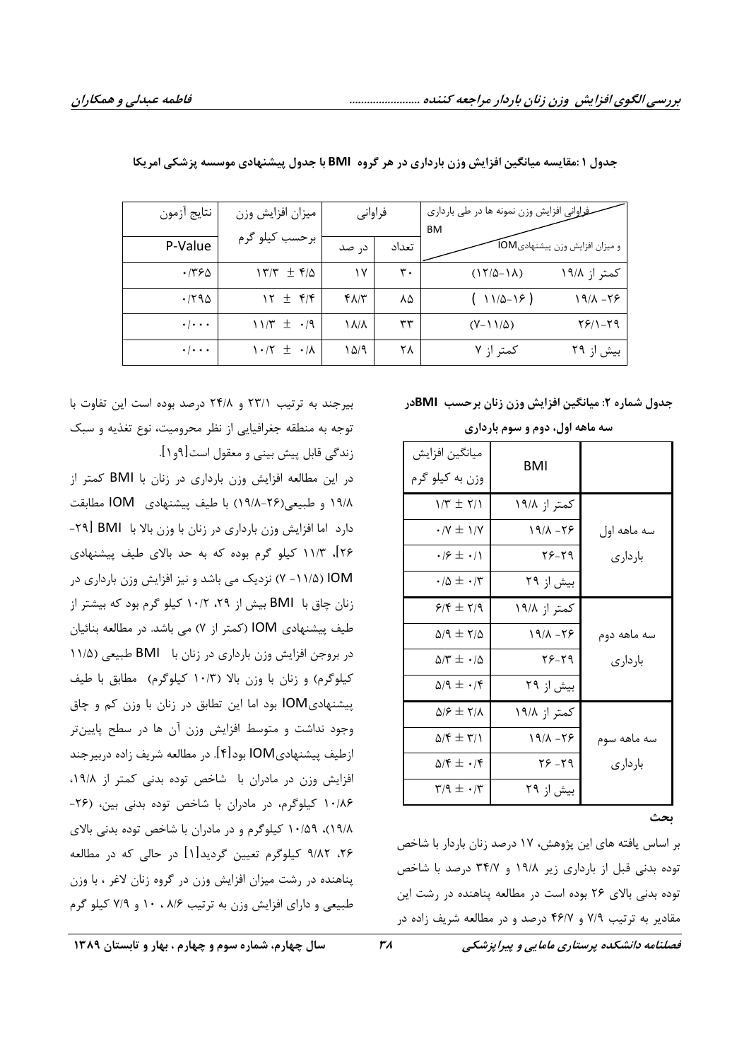**جدول ۱ :مقایسه میانگین افزایش وزن بارداری در هر گروه BMI با جدول پیشنهادی موسسه پزشکی امریکا**

| BMI | فراوانی افزایش وزن نمونه ها در طی بارداری و میزان افزایش وزن پیشنهادیIOM | فراوانی تعداد | فراوانی در صد | میزان افزایش وزن برحسب کیلو گرم | نتایج آزمون P-Value |
|---|---|---|---|---|---|
| کمتر از ۱۹/۸ | (۱۸-۱۲/۵) | ۳۰ | ۱۷ | ۱۳/۳ ± ۴/۵ | ۰/۳۶۵ |
| ۲۶- ۱۹/۸ | (۱۶-۱۱/۵) | ۸۵ | ۴۸/۳ | ۱۲ ± ۴/۴ | ۰/۲۹۵ |
| ۲۹-۲۶/۱ | (۱۱/۵-۷) | ۳۳ | ۱۸/۸ | ۱۱/۳ ± ۰/۹ | ۰/۰۰۰ |
| بیش از ۲۹ | کمتر از ۷ | ۲۸ | ۱۵/۹ | ۱۰/۲ ± ۰/۸ | ۰/۰۰۰ |

**جدول شماره ۲: میانگین افزایش وزن زنان برحسب BMIدر سه ماهه اول، دوم و سوم بارداری**

| | BMI | میانگین افزایش وزن به کیلو گرم |
|---|---|---|
| سه ماهه اول بارداری | کمتر از ۱۹/۸ | ۱/۳ ± ۲/۱ |
| | ۲۶- ۱۹/۸ | ۰/۷ ± ۱/۷ |
| | ۲۹-۲۶ | ۰/۶ ± ۰/۱ |
| | بیش از ۲۹ | ۰/۵ ± ۰/۳ |
| سه ماهه دوم بارداری | کمتر از ۱۹/۸ | ۶/۴ ± ۲/۹ |
| | ۲۶- ۱۹/۸ | ۵/۹ ± ۲/۵ |
| | ۲۹-۲۶ | ۵/۳ ± ۰/۵ |
| | بیش از ۲۹ | ۵/۹ ± ۰/۴ |
| سه ماهه سوم بارداری | کمتر از ۱۹/۸ | ۵/۶ ± ۲/۸ |
| | ۲۶- ۱۹/۸ | ۵/۴ ± ۳/۱ |
| | ۲۹ -۲۶ | ۵/۴ ± ۰/۴ |
| | بیش از ۲۹ | ۳/۹ ± ۰/۳ |

## بحث

بر اساس یافته های این پژوهش، ۱۷ درصد زنان باردار با شاخص توده بدنی قبل از بارداری زیر ۱۹/۸ و ۳۴/۷ درصد با شاخص توده بدنی بالای ۲۶ بوده است در مطالعه پناهنده در رشت این مقادیر به ترتیب ۷/۹ و ۴۶/۷ درصد و در مطالعه شریف زاده در بیرجند به ترتیب ۲۳/۱ و ۲۴/۸ درصد بوده است این تفاوت با توجه به منطقه جغرافیایی از نظر محرومیت، نوع تغذیه و سبک زندگی قابل پیش بینی و معقول است[۹و۱].

در این مطالعه افزایش وزن بارداری در زنان با BMI کمتر از ۱۹/۸ و طبیعی(۲۶-۱۹/۸) با طیف پیشنهادی IOM مطابقت دارد اما افزایش وزن بارداری در زنان با وزن بالا با BMI [۲۹-۲۶]، ۱۱/۳ کیلو گرم بوده که به حد بالای طیف پیشنهادی IOM (۱۱/۵- ۷) نزدیک می باشد و نیز افزایش وزن بارداری در زنان چاق با BMI بیش از ۲۹، ۱۰/۲ کیلو گرم بود که بیشتر از طیف پیشنهادی IOM (کمتر از ۷) می باشد. در مطالعه بنائیان در بروجن افزایش وزن بارداری در زنان با BMI طبیعی (۱۱/۵ کیلوگرم) و زنان با وزن بالا (۱۰/۳ کیلوگرم) مطابق با طیف پیشنهادیIOM بود اما این تطابق در زنان با وزن کم و چاق وجود نداشت و متوسط افزایش وزن آن ها در سطح پایین‌تر ازطیف پیشنهادیIOM بود[۴]. در مطالعه شریف زاده دربیرجند افزایش وزن در مادران با شاخص توده بدنی کمتر از ۱۹/۸، ۱۰/۸۶ کیلوگرم، در مادران با شاخص توده بدنی بین، (۲۶-۱۹/۸)، ۱۰/۵۹ کیلوگرم و در مادران با شاخص توده بدنی بالای ۲۶، ۹/۸۲ کیلوگرم تعیین گردید[۱] در حالی که در مطالعه پناهنده در رشت میزان افزایش وزن در گروه زنان لاغر ، با وزن طبیعی و دارای افزایش وزن به ترتیب ۸/۶ ، ۱۰ و ۷/۹ کیلو گرم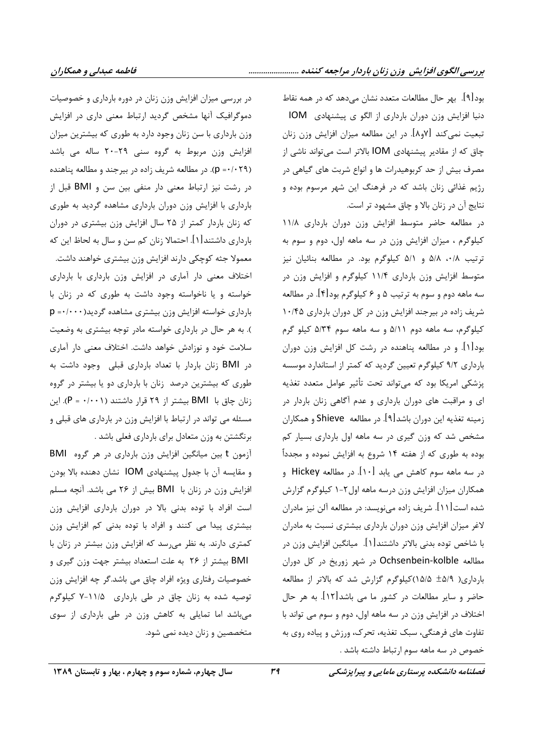بود[۹]. بهر حال مطالعات متعدد نشان می‌دهد که در همه نقاط دنیا افزایش وزن دوران بارداری از الگو ی پیشنهادی IOM تبعیت نمی‌کند [۷و۸]. در این مطالعه میزان افزایش وزن زنان چاق که از مقادیر پیشنهادی IOM بالاتر است می‌تواند ناشی از مصرف بیش از حد کربوهیدرات ها و انواع شربت های گیاهی در رژیم غذائی زنان باشد که در فرهنگ این شهر مرسوم بوده و نتایج آن در زنان بالا و چاق مشهود تر است.

در مطالعه حاضر متوسط افزایش وزن دوران بارداری ۱۱/۸ کیلوگرم ، میزان افزایش وزن در سه ماهه اول، دوم و سوم به ترتیب ۰/۸، ۵/۸ و ۵/۱ کیلوگرم بود. در مطالعه بنائیان نیز متوسط افزایش وزن بارداری ۱۱/۴ کیلوگرم و افزایش وزن در سه ماهه دوم و سوم به ترتیب ۵ و ۶ کیلوگرم بود[۴]. در مطالعه شریف زاده در بیرجند افزایش وزن در کل دوران بارداری ۱۰/۴۵ کیلوگرم، سه ماهه دوم ۵/۱۱ و سه ماهه سوم ۵/۳۴ کیلو گرم بود[۱]. و در مطالعه پناهنده در رشت کل افزایش وزن دوران بارداری ۹/۲ کیلوگرم تعیین گردید که کمتر از استاندارد موسسه پزشکی امریکا بود که می‌تواند تحت تأثیر عوامل متعدد تغذیه ای و مراقبت های دوران بارداری و عدم آگاهی زنان باردار در زمینه تغذیه این دوران باشد[۹]. در مطالعه Shieve و همکاران مشخص شد که وزن گیری در سه ماهه اول بارداری بسیار کم بوده به طوری که از هفته ۱۴ شروع به افزایش نموده و مجدداً در سه ماهه سوم کاهش می یابد [۱۰]. در مطالعه Hickey و همکاران میزان افزایش وزن درسه ماهه اول۲-۱ کیلوگرم گزارش شده است[۱۱]. شریف زاده می‌نویسد: در مطالعه آلن نیز مادران لاغر میزان افزایش وزن دوران بارداری بیشتری نسبت به مادران با شاخص توده بدنی بالاتر داشتند[۱]. میانگین افزایش وزن در مطالعه Ochsenbein-kolble در شهر زوریخ در کل دوران بارداری( ۵/۹± ۱۵/۵)کیلوگرم گزارش شد که بالاتر از مطالعه حاضر و سایر مطالعات در کشور ما می باشد[۱۲]. به هر حال اختلاف در افزایش وزن در سه ماهه اول، دوم و سوم می تواند با تفاوت های فرهنگی، سبک تغذیه، تحرک، ورزش و پیاده روی به خصوص در سه ماهه سوم ارتباط داشته باشد .

در بررسی میزان افزایش وزن زنان در دوره بارداری و خصوصیات دموگرافیک آنها مشخص گردید ارتباط معنی داری در افزایش وزن بارداری با سن زنان وجود دارد به طوری که بیشترین میزان افزایش وزن مربوط به گروه سنی ۲۹-۲۰ ساله می باشد (p =۰/۰۲۹). در مطالعه شریف زاده در بیرجند و مطالعه پناهنده در رشت نیز ارتباط معنی دار منفی بین سن و BMI قبل از بارداری با افزایش وزن دوران بارداری مشاهده گردید به طوری که زنان باردار کمتر از ۲۵ سال افزایش وزن بیشتری در دوران بارداری داشتند[۱]. احتمالا زنان کم سن و سال به لحاظ این که معمولا جثه کوچکی دارند افزایش وزن بیشتری خواهند داشت.

اختلاف معنی دار آماری در افزایش وزن بارداری با بارداری خواسته و یا ناخواسته وجود داشت به طوری که در زنان با بارداری خواسته افزایش وزن بیشتری مشاهده گردید(p =۰/۰۰۰ ). به هر حال در بارداری خواسته مادر توجه بیشتری به وضعیت سلامت خود و نوزادش خواهد داشت. اختلاف معنی دار آماری در BMI زنان باردار با تعداد بارداری قبلی وجود داشت به طوری که بیشترین درصد زنان با بارداری دو یا بیشتر در گروه زنان چاق با BMI بیشتر از ۲۹ قرار داشتند (P = ۰/۰۰۱). این مسئله می تواند در ارتباط با افزایش وزن در بارداری های قبلی و برنگشتن به وزن متعادل برای بارداری فعلی باشد .

آزمون t بین میانگین افزایش وزن بارداری در هر گروه BMI و مقایسه آن با جدول پیشنهادی IOM نشان دهنده بالا بودن افزایش وزن در زنان با BMI بیش از ۲۶ می باشد. آنچه مسلم است افراد با توده بدنی بالا در دوران بارداری افزایش وزن بیشتری پیدا می کنند و افراد با توده بدنی کم افزایش وزن کمتری دارند. به نظر می‌رسد که افزایش وزن بیشتر در زنان با BMI بیشتر از ۲۶ به علت استعداد بیشتر جهت وزن گیری و خصوصیات رفتاری ویژه افراد چاق می باشد.گر چه افزایش وزن توصیه شده به زنان چاق در طی بارداری ۱۱/۵-۷ کیلوگرم می‌باشد اما تمایلی به کاهش وزن در طی بارداری از سوی متخصصین و زنان دیده نمی شود.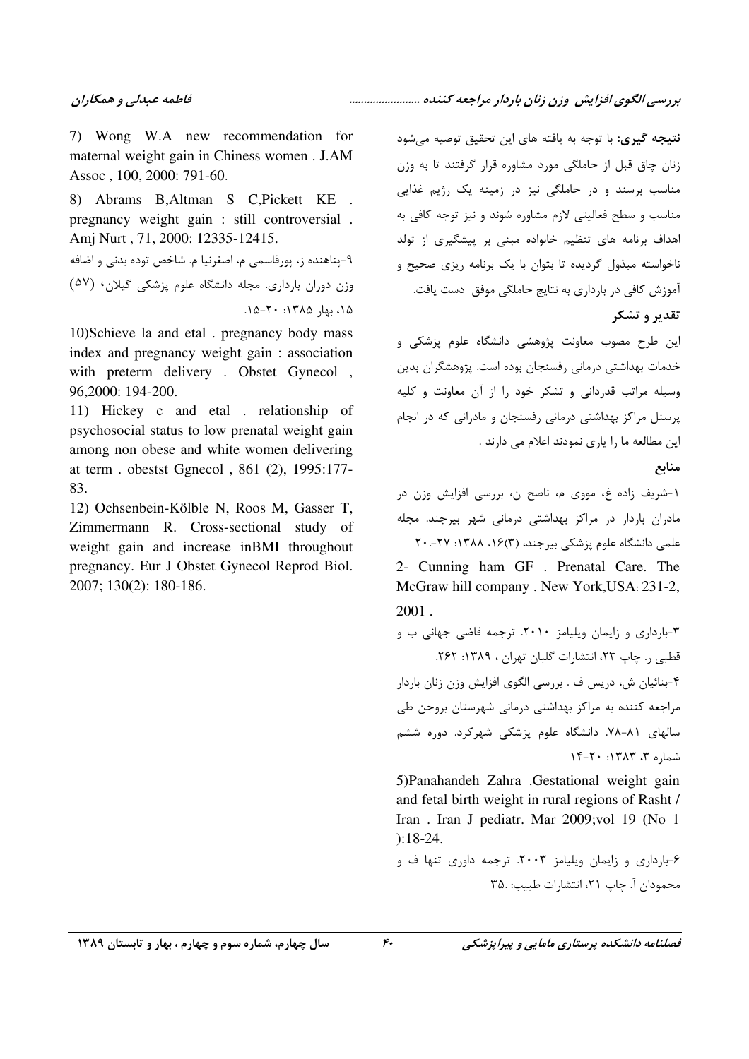**نتیجه گیری:** با توجه به یافته های این تحقیق توصیه می‌شود زنان چاق قبل از حاملگی مورد مشاوره قرار گرفتند تا به وزن مناسب برسند و در حاملگی نیز در زمینه یک رژیم غذایی مناسب و سطح فعالیتی لازم مشاوره شوند و نیز توجه کافی به اهداف برنامه های تنظیم خانواده مبنی بر پیشگیری از تولد ناخواسته مبذول گردیده تا بتوان با یک برنامه ریزی صحیح و آموزش کافی در بارداری به نتایج حاملگی موفق دست یافت.

## تقدیر و تشکر

این طرح مصوب معاونت پژوهشی دانشگاه علوم پزشکی و خدمات بهداشتی درمانی رفسنجان بوده است. پژوهشگران بدین وسیله مراتب قدردانی و تشکر خود را از آن معاونت و کلیه پرسنل مراکز بهداشتی درمانی رفسنجان و مادرانی که در انجام این مطالعه ما را یاری نمودند اعلام می دارند .

## منابع

۱-شریف زاده غ، مووی م، ناصح ن، بررسی افزایش وزن در مادران باردار در مراکز بهداشتی درمانی شهر بیرجند. مجله علمی دانشگاه علوم پزشکی بیرجند، (۳)۱۶، ۱۳۸۸: ۲۷-۲۰

2- Cunning ham GF . Prenatal Care. The McGraw hill company . New York,USA: 231-2, 2001 .

۳-بارداری و زایمان ویلیامز ۲۰۱۰. ترجمه قاضی جهانی ب و قطبی ر. چاپ ۲۳، انتشارات گلبان تهران ، ۱۳۸۹: ۲۶۲.

۴-بنائیان ش، دریس ف . بررسی الگوی افزایش وزن زنان باردار مراجعه کننده به مراکز بهداشتی درمانی شهرستان بروجن طی سالهای ۸۱-۷۸. دانشگاه علوم پزشکی شهرکرد. دوره ششم شماره ۳، ۱۳۸۳: ۲۰-۱۴

5)Panahandeh Zahra .Gestational weight gain and fetal birth weight in rural regions of Rasht / Iran . Iran J pediatr. Mar 2009;vol 19 (No 1 ):18-24.

۶-بارداری و زایمان ویلیامز ۲۰۰۳. ترجمه داوری تنها ف و محمودان آ. چاپ ۲۱، انتشارات طبیب: ۳۵.

7) Wong W.A new recommendation for maternal weight gain in Chiness women . J.AM Assoc , 100, 2000: 791-60.

8) Abrams B,Altman S C,Pickett KE . pregnancy weight gain : still controversial . Amj Nurt , 71, 2000: 12335-12415.

۹-پناهنده ز، پورقاسمی م، اصغرنیا م. شاخص توده بدنی و اضافه وزن دوران بارداری. مجله دانشگاه علوم پزشکی گیلان، (۵۷) ۱۵، بهار ۱۳۸۵: ۲۰-۱۵.

10)Schieve la and etal . pregnancy body mass index and pregnancy weight gain : association with preterm delivery . Obstet Gynecol , 96,2000: 194-200.

11) Hickey c and etal . relationship of psychosocial status to low prenatal weight gain among non obese and white women delivering at term . obestst Ggnecol , 861 (2), 1995:177-83.

12) Ochsenbein-Kölble N, Roos M, Gasser T, Zimmermann R. Cross-sectional study of weight gain and increase inBMI throughout pregnancy. Eur J Obstet Gynecol Reprod Biol. 2007; 130(2): 180-186.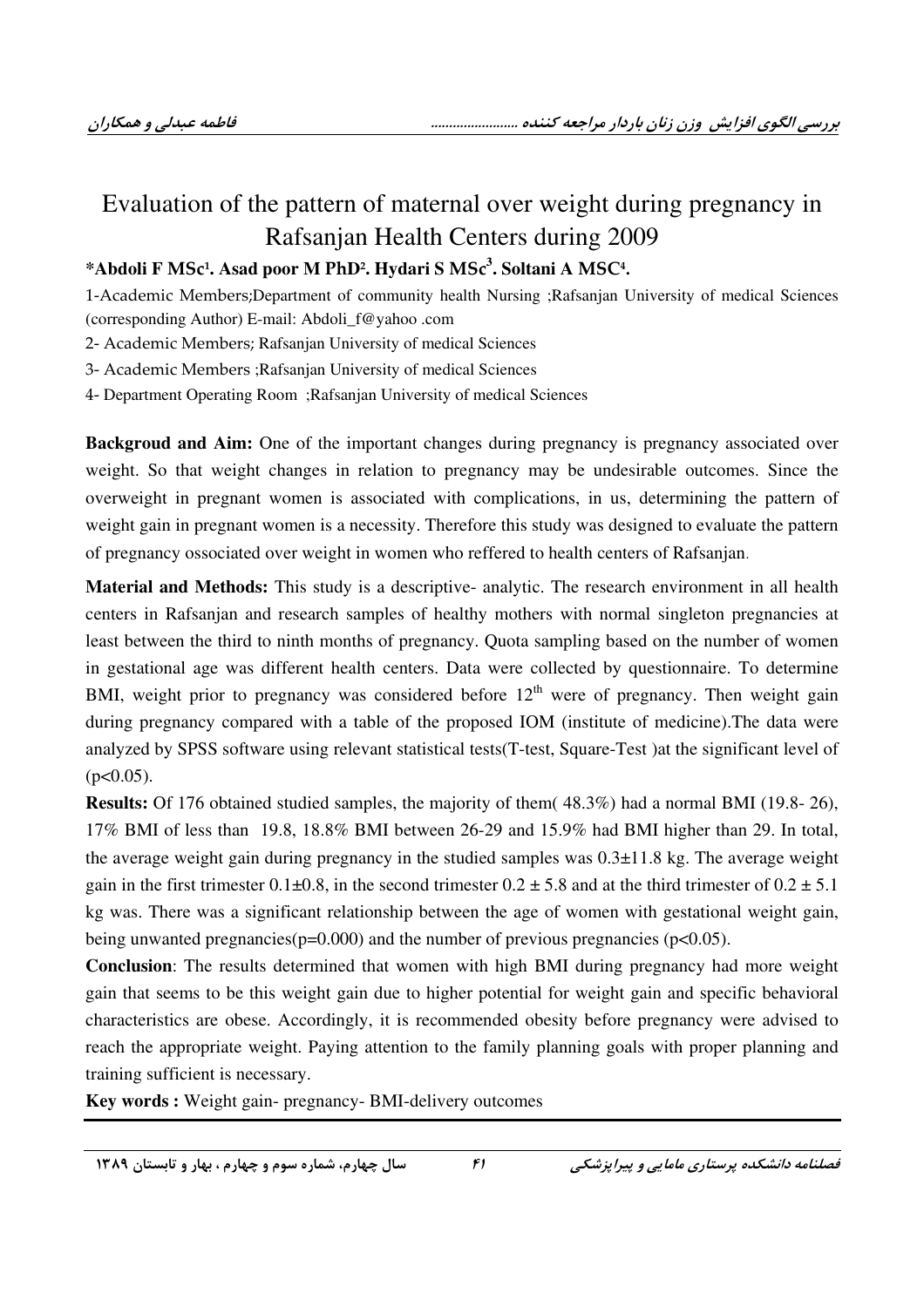# Evaluation of the pattern of maternal over weight during pregnancy in Rafsanjan Health Centers during 2009

**\*Abdoli F MSc[1]. Asad poor M PhD[2]. Hydari S MSc[3]. Soltani A MSC[4].**

1-Academic Members;Department of community health Nursing ;Rafsanjan University of medical Sciences (corresponding Author) E-mail: Abdoli_f@yahoo .com

2- Academic Members; Rafsanjan University of medical Sciences

3- Academic Members ;Rafsanjan University of medical Sciences

4- Department Operating Room ;Rafsanjan University of medical Sciences

**Backgroud and Aim:** One of the important changes during pregnancy is pregnancy associated over weight. So that weight changes in relation to pregnancy may be undesirable outcomes. Since the overweight in pregnant women is associated with complications, in us, determining the pattern of weight gain in pregnant women is a necessity. Therefore this study was designed to evaluate the pattern of pregnancy ossociated over weight in women who reffered to health centers of Rafsanjan.

**Material and Methods:** This study is a descriptive- analytic. The research environment in all health centers in Rafsanjan and research samples of healthy mothers with normal singleton pregnancies at least between the third to ninth months of pregnancy. Quota sampling based on the number of women in gestational age was different health centers. Data were collected by questionnaire. To determine BMI, weight prior to pregnancy was considered before $12^{th}$ were of pregnancy. Then weight gain during pregnancy compared with a table of the proposed IOM (institute of medicine).The data were analyzed by SPSS software using relevant statistical tests(T-test, Square-Test )at the significant level of ($p<0.05$).

**Results:** Of 176 obtained studied samples, the majority of them( 48.3%) had a normal BMI (19.8- 26), 17% BMI of less than 19.8, 18.8% BMI between 26-29 and 15.9% had BMI higher than 29. In total, the average weight gain during pregnancy in the studied samples was 0.3±11.8 kg. The average weight gain in the first trimester 0.1±0.8, in the second trimester 0.2 ± 5.8 and at the third trimester of 0.2 ± 5.1 kg was. There was a significant relationship between the age of women with gestational weight gain, being unwanted pregnancies($p=0.000$) and the number of previous pregnancies ($p<0.05$).

**Conclusion**: The results determined that women with high BMI during pregnancy had more weight gain that seems to be this weight gain due to higher potential for weight gain and specific behavioral characteristics are obese. Accordingly, it is recommended obesity before pregnancy were advised to reach the appropriate weight. Paying attention to the family planning goals with proper planning and training sufficient is necessary.

**Key words :** Weight gain- pregnancy- BMI-delivery outcomes